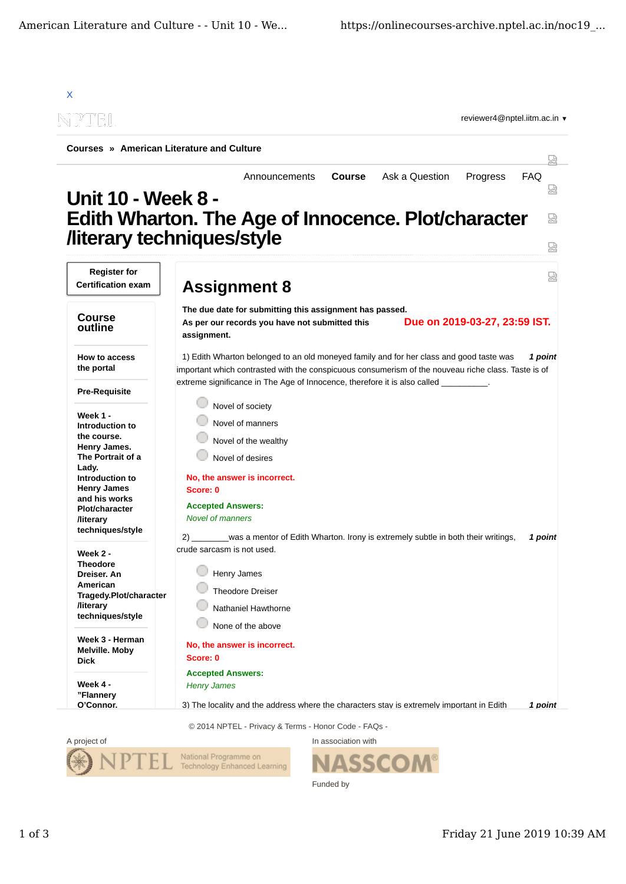X

reviewer4@nptel.iitm.ac.in ▾

**Courses** » **American Literature and Culture**

Announcements | **Course** | Ask a Question | Progress | FAQ

# Unit 10 - Week 8 - Edith Wharton. The Age of Innocence. Plot/character /literary techniques/style

**Register for Certification exam**

## Course outline

**How to access the portal**

**Pre-Requisite**

**Week 1 - Introduction to the course. Henry James. The Portrait of a Lady. Introduction to Henry James and his works Plot/character /literary techniques/style**

**Week 2 - Theodore Dreiser. An American Tragedy.Plot/character /literary techniques/style**

**Week 3 - Herman Melville. Moby Dick**

**Week 4 - "Flannery O'Connor.**

## Assignment 8

**The due date for submitting this assignment has passed.**

**Due on 2019-03-27, 23:59 IST.**

**As per our records you have not submitted this assignment.**

1) Edith Wharton belonged to an old moneyed family and for her class and good taste was important which contrasted with the conspicuous consumerism of the nouveau riche class. Taste is of extreme significance in The Age of Innocence, therefore it is also called __________. ***1 point***

- Novel of society
- Novel of manners
- Novel of the wealthy
- Novel of desires

**No, the answer is incorrect.**
**Score: 0**

**Accepted Answers:**
*Novel of manners*

2) ________was a mentor of Edith Wharton. Irony is extremely subtle in both their writings, crude sarcasm is not used. ***1 point***

- Henry James
- Theodore Dreiser
- Nathaniel Hawthorne
- None of the above

**No, the answer is incorrect.**
**Score: 0**

**Accepted Answers:**
*Henry James*

3) The locality and the address where the characters stay is extremely important in Edith ***1 point***

© 2014 NPTEL - Privacy & Terms - Honor Code - FAQs -

A project of

NPTEL National Programme on Technology Enhanced Learning

In association with

NASSCOM®

Funded by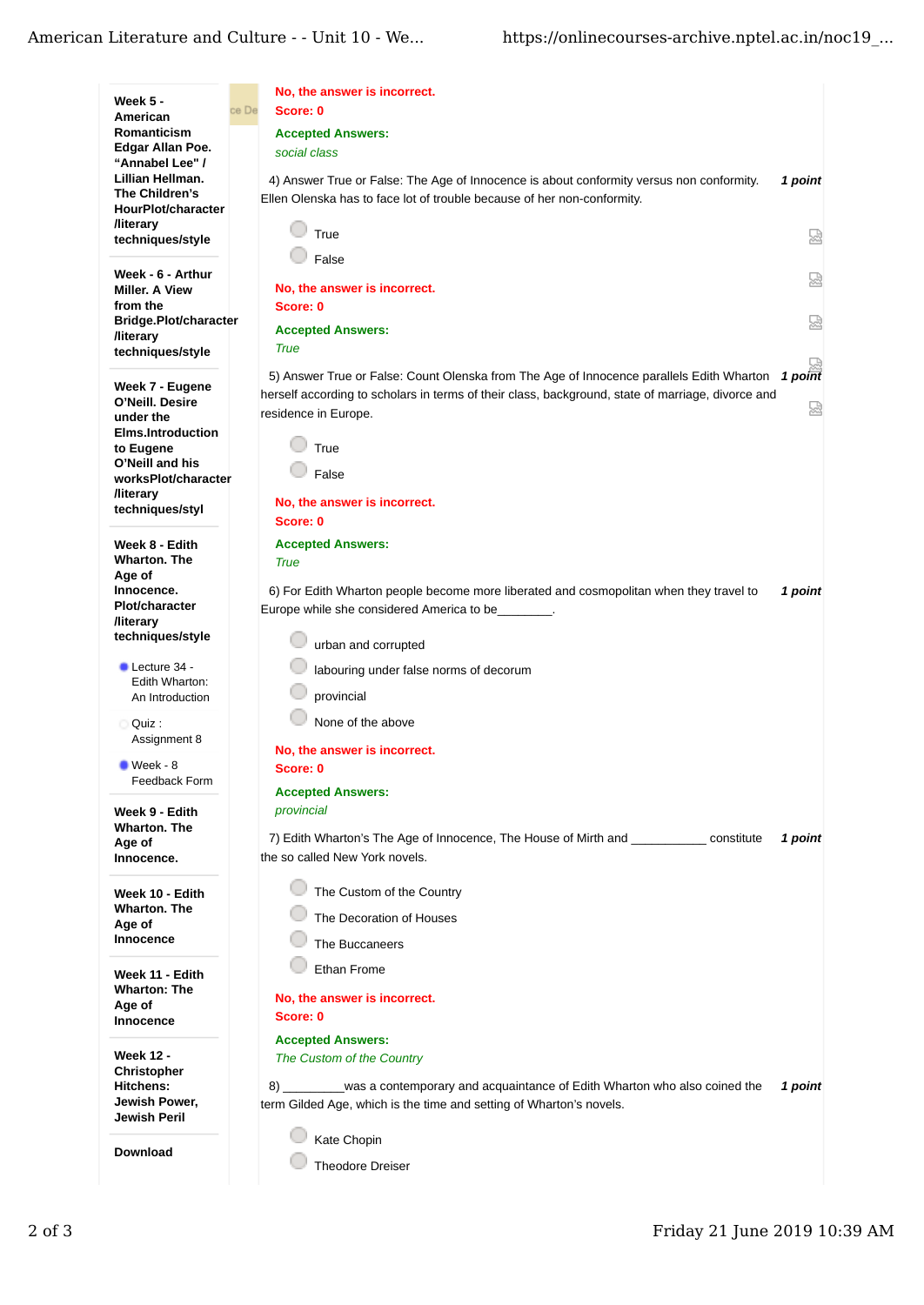- Week 5 - American Romanticism Edgar Allan Poe. “Annabel Lee" / Lillian Hellman. The Children’s HourPlot/character /literary techniques/style
- Week - 6 - Arthur Miller. A View from the Bridge.Plot/character /literary techniques/style
- Week 7 - Eugene O’Neill. Desire under the Elms.Introduction to Eugene O’Neill and his worksPlot/character /literary techniques/styl
- Week 8 - Edith Wharton. The Age of Innocence. Plot/character /literary techniques/style
  - Lecture 34 - Edith Wharton: An Introduction
  - Quiz : Assignment 8
  - Week - 8 Feedback Form
- Week 9 - Edith Wharton. The Age of Innocence.
- Week 10 - Edith Wharton. The Age of Innocence
- Week 11 - Edith Wharton: The Age of Innocence
- Week 12 - Christopher Hitchens: Jewish Power, Jewish Peril
- Download

No, the answer is incorrect.
Score: 0

Accepted Answers:
*social class*

4) Answer True or False: The Age of Innocence is about conformity versus non conformity. Ellen Olenska has to face lot of trouble because of her non-conformity. **1 point**

- True
- False

No, the answer is incorrect.
Score: 0

Accepted Answers:
*True*

5) Answer True or False: Count Olenska from The Age of Innocence parallels Edith Wharton herself according to scholars in terms of their class, background, state of marriage, divorce and residence in Europe. **1 point**

- True
- False

No, the answer is incorrect.
Score: 0

Accepted Answers:
*True*

6) For Edith Wharton people become more liberated and cosmopolitan when they travel to Europe while she considered America to be________. **1 point**

- urban and corrupted
- labouring under false norms of decorum
- provincial
- None of the above

No, the answer is incorrect.
Score: 0

Accepted Answers:
*provincial*

7) Edith Wharton’s The Age of Innocence, The House of Mirth and ___________ constitute the so called New York novels. **1 point**

- The Custom of the Country
- The Decoration of Houses
- The Buccaneers
- Ethan Frome

No, the answer is incorrect.
Score: 0

Accepted Answers:
*The Custom of the Country*

8) _________was a contemporary and acquaintance of Edith Wharton who also coined the term Gilded Age, which is the time and setting of Wharton’s novels. **1 point**

- Kate Chopin
- Theodore Dreiser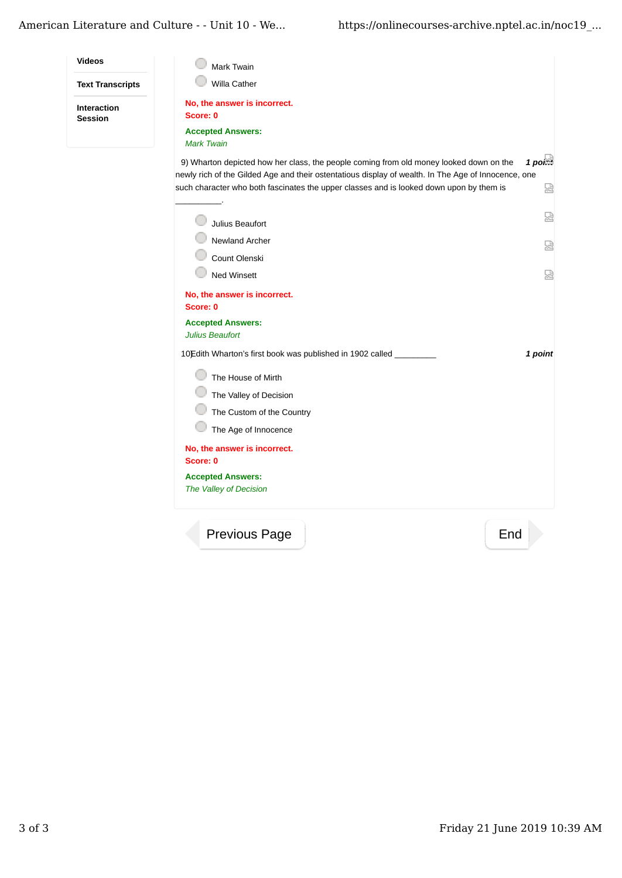- Videos
- Text Transcripts
- Interaction Session

- Mark Twain
- Willa Cather

**No, the answer is incorrect.**
**Score: 0**

**Accepted Answers:**
*Mark Twain*

9) Wharton depicted how her class, the people coming from old money looked down on the newly rich of the Gilded Age and their ostentatious display of wealth. In The Age of Innocence, one such character who both fascinates the upper classes and is looked down upon by them is __________. ***1 point***

- Julius Beaufort
- Newland Archer
- Count Olenski
- Ned Winsett

**No, the answer is incorrect.**
**Score: 0**

**Accepted Answers:**
*Julius Beaufort*

10) Edith Wharton's first book was published in 1902 called _________ ***1 point***

- The House of Mirth
- The Valley of Decision
- The Custom of the Country
- The Age of Innocence

**No, the answer is incorrect.**
**Score: 0**

**Accepted Answers:**
*The Valley of Decision*

Previous Page    End